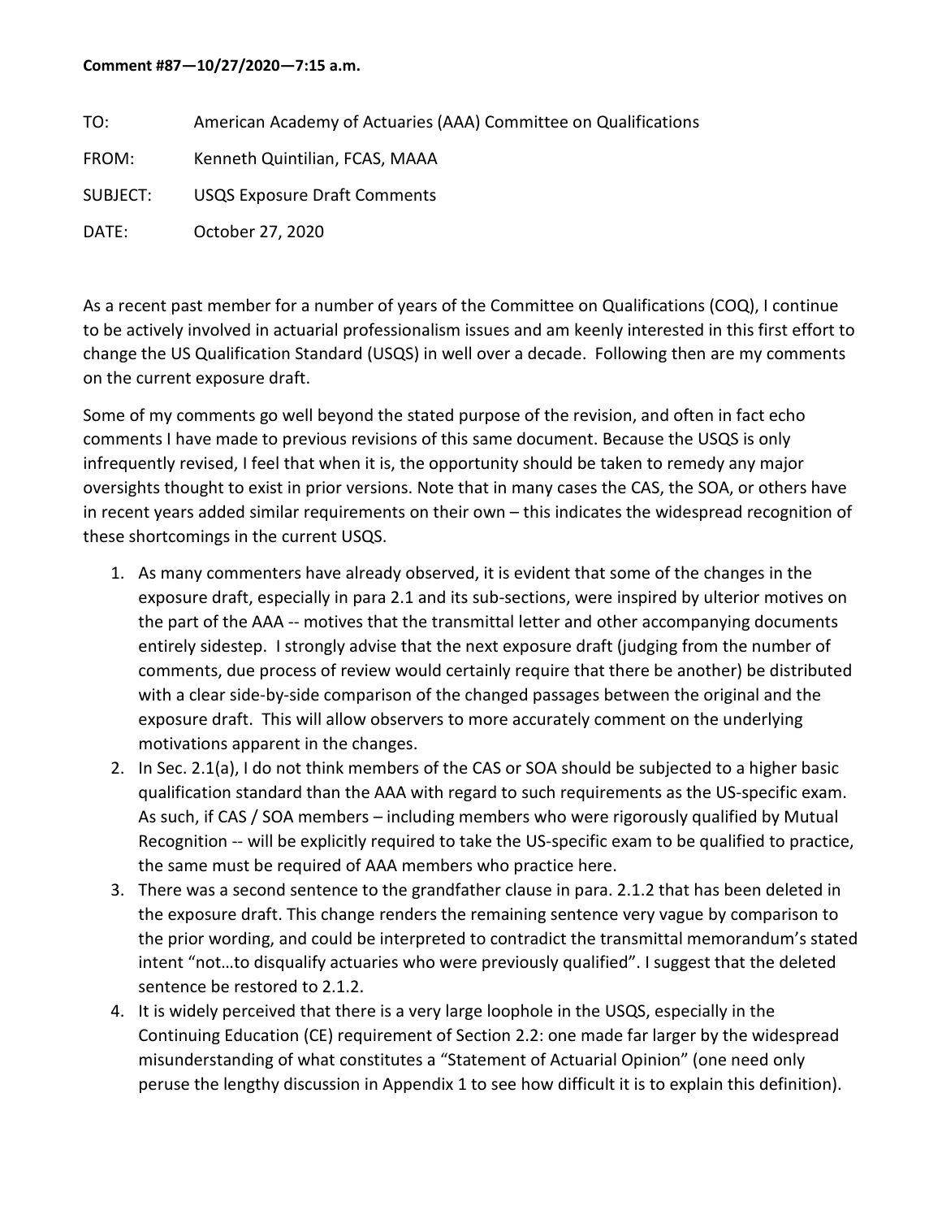**Comment #87—10/27/2020—7:15 a.m.**

TO: American Academy of Actuaries (AAA) Committee on Qualifications

FROM: Kenneth Quintilian, FCAS, MAAA

SUBJECT: USQS Exposure Draft Comments

DATE: October 27, 2020

As a recent past member for a number of years of the Committee on Qualifications (COQ), I continue to be actively involved in actuarial professionalism issues and am keenly interested in this first effort to change the US Qualification Standard (USQS) in well over a decade. Following then are my comments on the current exposure draft.

Some of my comments go well beyond the stated purpose of the revision, and often in fact echo comments I have made to previous revisions of this same document. Because the USQS is only infrequently revised, I feel that when it is, the opportunity should be taken to remedy any major oversights thought to exist in prior versions. Note that in many cases the CAS, the SOA, or others have in recent years added similar requirements on their own – this indicates the widespread recognition of these shortcomings in the current USQS.

1. As many commenters have already observed, it is evident that some of the changes in the exposure draft, especially in para 2.1 and its sub-sections, were inspired by ulterior motives on the part of the AAA -- motives that the transmittal letter and other accompanying documents entirely sidestep. I strongly advise that the next exposure draft (judging from the number of comments, due process of review would certainly require that there be another) be distributed with a clear side-by-side comparison of the changed passages between the original and the exposure draft. This will allow observers to more accurately comment on the underlying motivations apparent in the changes.
2. In Sec. 2.1(a), I do not think members of the CAS or SOA should be subjected to a higher basic qualification standard than the AAA with regard to such requirements as the US-specific exam. As such, if CAS / SOA members – including members who were rigorously qualified by Mutual Recognition -- will be explicitly required to take the US-specific exam to be qualified to practice, the same must be required of AAA members who practice here.
3. There was a second sentence to the grandfather clause in para. 2.1.2 that has been deleted in the exposure draft. This change renders the remaining sentence very vague by comparison to the prior wording, and could be interpreted to contradict the transmittal memorandum's stated intent "not…to disqualify actuaries who were previously qualified". I suggest that the deleted sentence be restored to 2.1.2.
4. It is widely perceived that there is a very large loophole in the USQS, especially in the Continuing Education (CE) requirement of Section 2.2: one made far larger by the widespread misunderstanding of what constitutes a "Statement of Actuarial Opinion" (one need only peruse the lengthy discussion in Appendix 1 to see how difficult it is to explain this definition).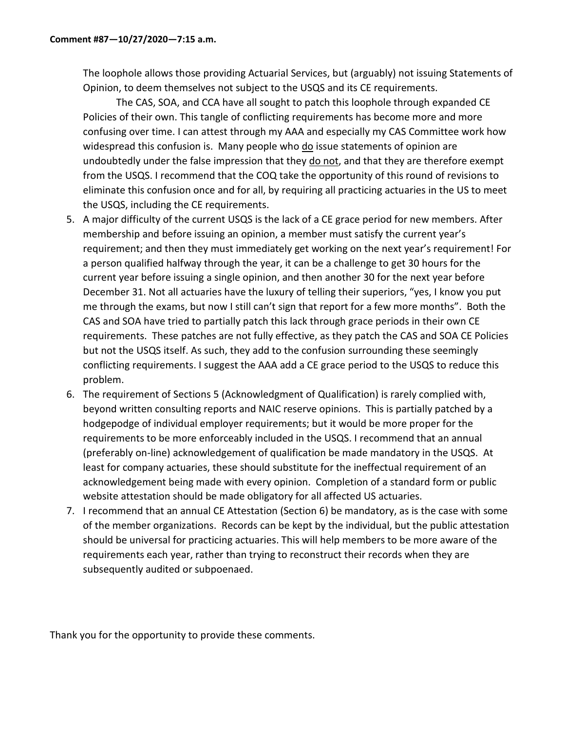**Comment #87—10/27/2020—7:15 a.m.**

The loophole allows those providing Actuarial Services, but (arguably) not issuing Statements of Opinion, to deem themselves not subject to the USQS and its CE requirements.

The CAS, SOA, and CCA have all sought to patch this loophole through expanded CE Policies of their own. This tangle of conflicting requirements has become more and more confusing over time. I can attest through my AAA and especially my CAS Committee work how widespread this confusion is. Many people who <u>do</u> issue statements of opinion are undoubtedly under the false impression that they <u>do not</u>, and that they are therefore exempt from the USQS. I recommend that the COQ take the opportunity of this round of revisions to eliminate this confusion once and for all, by requiring all practicing actuaries in the US to meet the USQS, including the CE requirements.

5. A major difficulty of the current USQS is the lack of a CE grace period for new members. After membership and before issuing an opinion, a member must satisfy the current year's requirement; and then they must immediately get working on the next year's requirement! For a person qualified halfway through the year, it can be a challenge to get 30 hours for the current year before issuing a single opinion, and then another 30 for the next year before December 31. Not all actuaries have the luxury of telling their superiors, "yes, I know you put me through the exams, but now I still can't sign that report for a few more months". Both the CAS and SOA have tried to partially patch this lack through grace periods in their own CE requirements. These patches are not fully effective, as they patch the CAS and SOA CE Policies but not the USQS itself. As such, they add to the confusion surrounding these seemingly conflicting requirements. I suggest the AAA add a CE grace period to the USQS to reduce this problem.
6. The requirement of Sections 5 (Acknowledgment of Qualification) is rarely complied with, beyond written consulting reports and NAIC reserve opinions. This is partially patched by a hodgepodge of individual employer requirements; but it would be more proper for the requirements to be more enforceably included in the USQS. I recommend that an annual (preferably on-line) acknowledgement of qualification be made mandatory in the USQS. At least for company actuaries, these should substitute for the ineffectual requirement of an acknowledgement being made with every opinion. Completion of a standard form or public website attestation should be made obligatory for all affected US actuaries.
7. I recommend that an annual CE Attestation (Section 6) be mandatory, as is the case with some of the member organizations. Records can be kept by the individual, but the public attestation should be universal for practicing actuaries. This will help members to be more aware of the requirements each year, rather than trying to reconstruct their records when they are subsequently audited or subpoenaed.

Thank you for the opportunity to provide these comments.